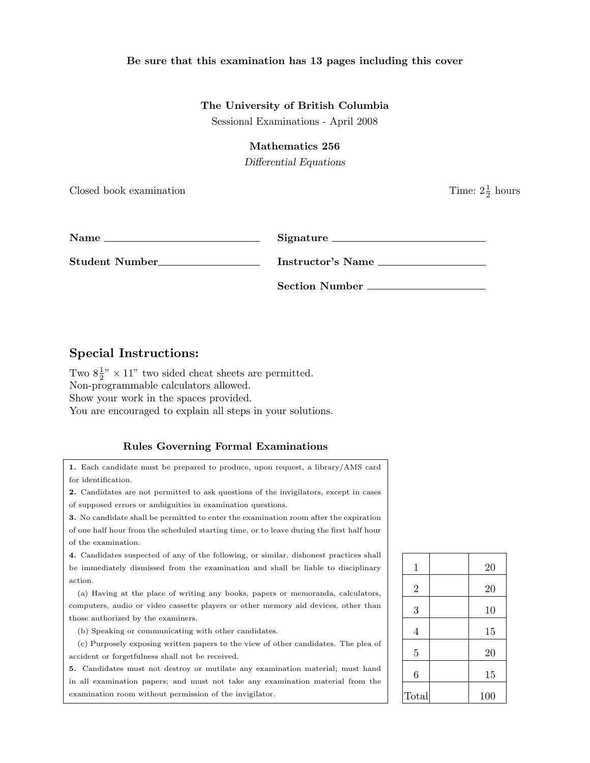**Be sure that this examination has 13 pages including this cover**

**The University of British Columbia**

Sessional Examinations - April 2008

**Mathematics 256**

*Differential Equations*

Closed book examination

Time: $2\frac{1}{2}$ hours

**Name** ____________________

**Signature** ____________________

**Student Number** ____________________

**Instructor's Name** ____________________

**Section Number** ____________________

## Special Instructions:

Two $8\frac{1}{2}$" × 11" two sided cheat sheets are permitted.
Non-programmable calculators allowed.
Show your work in the spaces provided.
You are encouraged to explain all steps in your solutions.

### Rules Governing Formal Examinations

**1.** Each candidate must be prepared to produce, upon request, a library/AMS card for identification.

**2.** Candidates are not permitted to ask questions of the invigilators, except in cases of supposed errors or ambiguities in examination questions.

**3.** No candidate shall be permitted to enter the examination room after the expiration of one half hour from the scheduled starting time, or to leave during the first half hour of the examination.

**4.** Candidates suspected of any of the following, or similar, dishonest practices shall be immediately dismissed from the examination and shall be liable to disciplinary action.

(a) Having at the place of writing any books, papers or memoranda, calculators, computers, audio or video cassette players or other memory aid devices, other than those authorized by the examiners.

(b) Speaking or communicating with other candidates.

(c) Purposely exposing written papers to the view of other candidates. The plea of accident or forgetfulness shall not be received.

**5.** Candidates must not destroy or mutilate any examination material; must hand in all examination papers; and must not take any examination material from the examination room without permission of the invigilator.

| | | |
|---|---|---|
| 1 | | 20 |
| 2 | | 20 |
| 3 | | 10 |
| 4 | | 15 |
| 5 | | 20 |
| 6 | | 15 |
| Total | | 100 |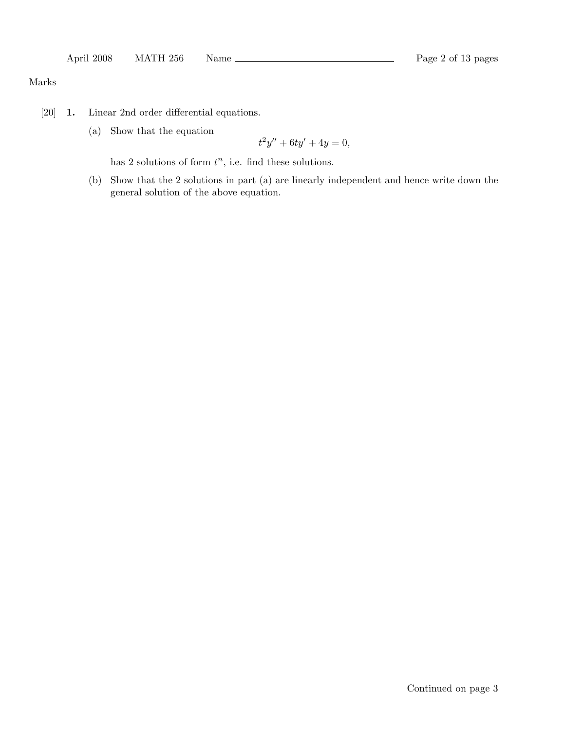Marks

[20] **1.** Linear 2nd order differential equations.

(a) Show that the equation

$$t^2 y'' + 6ty' + 4y = 0,$$

has 2 solutions of form $t^n$, i.e. find these solutions.

(b) Show that the 2 solutions in part (a) are linearly independent and hence write down the general solution of the above equation.

Continued on page 3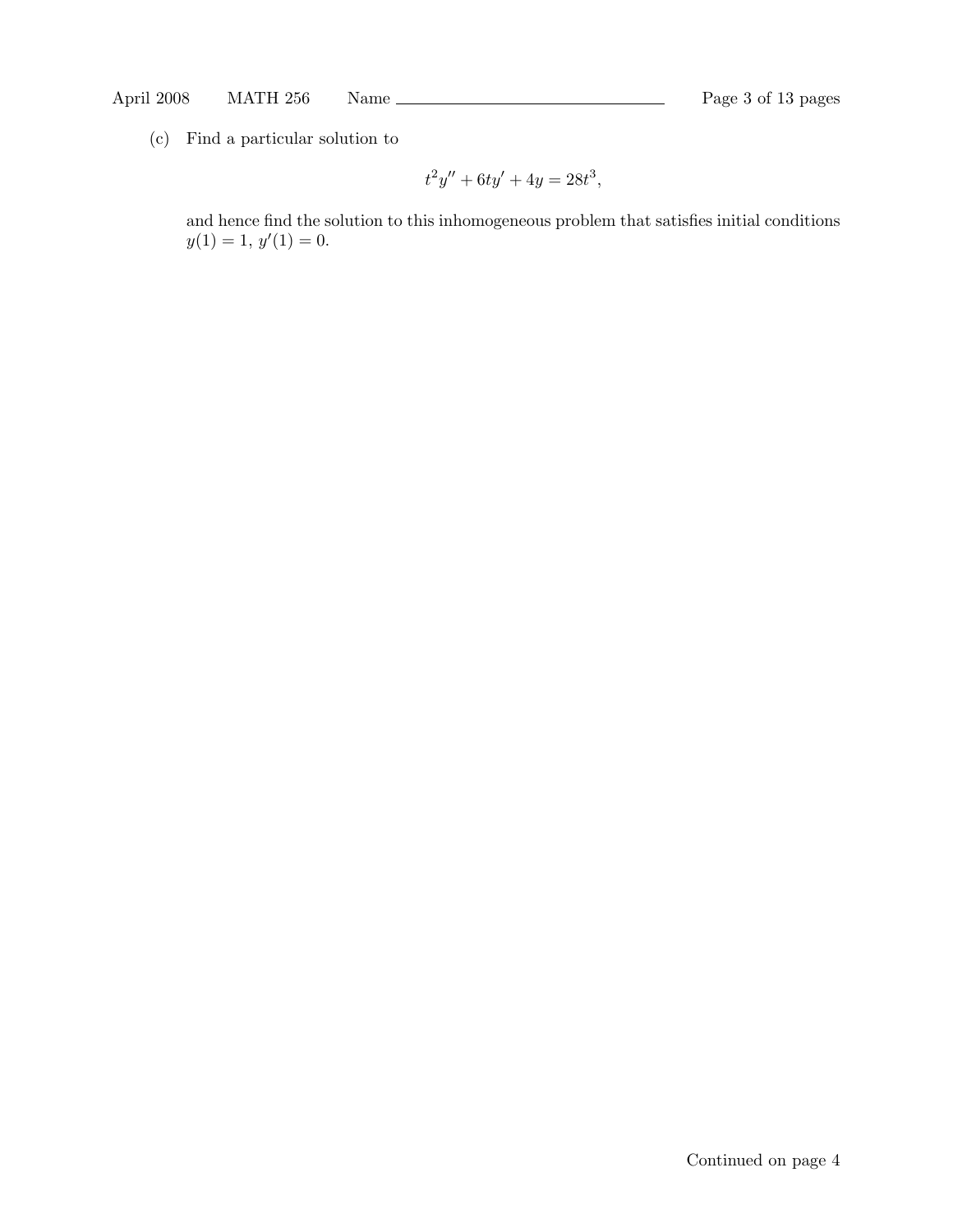(c) Find a particular solution to

$$t^2y'' + 6ty' + 4y = 28t^3,$$

and hence find the solution to this inhomogeneous problem that satisfies initial conditions $y(1) = 1$, $y'(1) = 0$.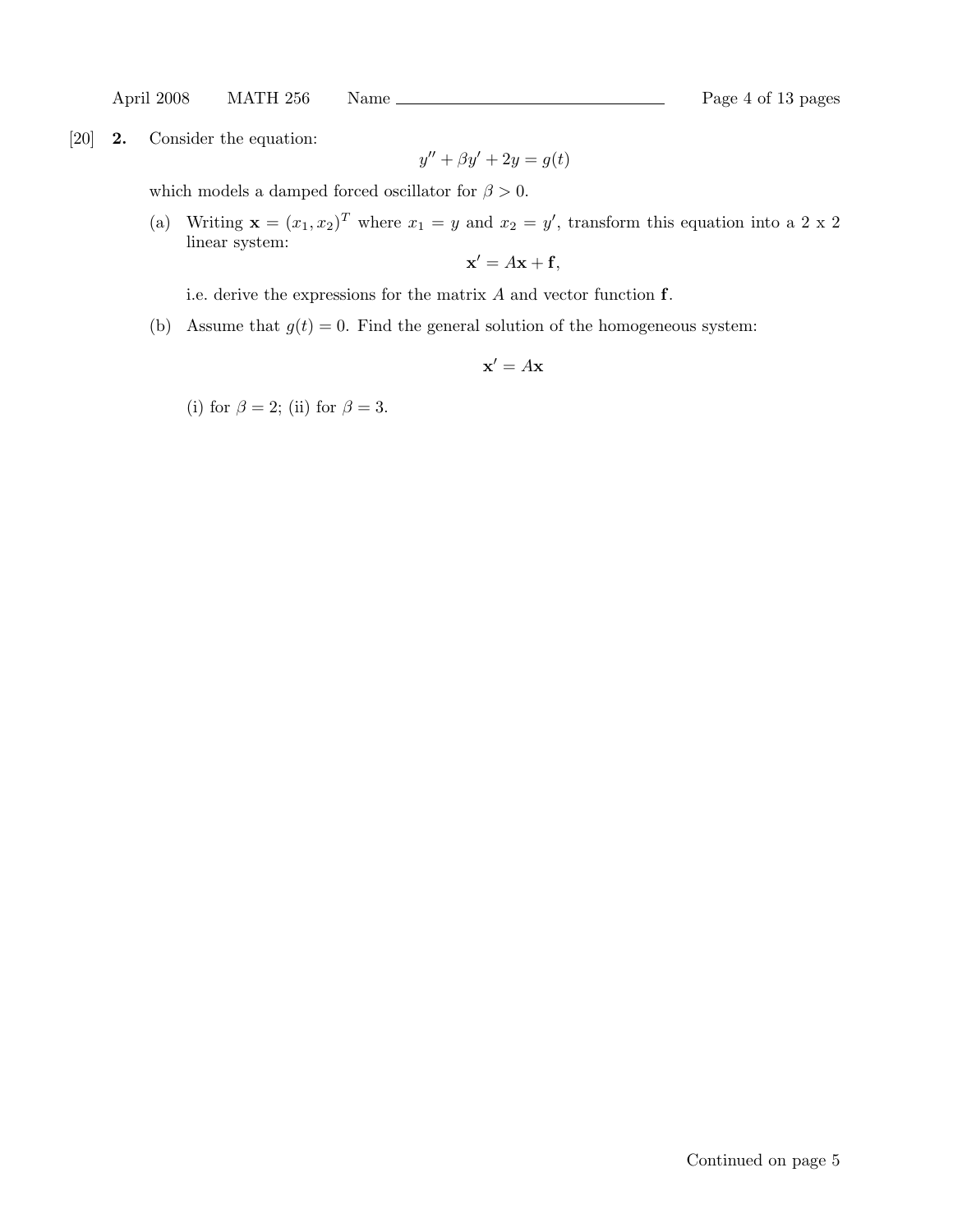[20] **2.** Consider the equation:

$$y'' + \beta y' + 2y = g(t)$$

which models a damped forced oscillator for $\beta > 0$.

(a) Writing $\mathbf{x} = (x_1, x_2)^T$ where $x_1 = y$ and $x_2 = y'$, transform this equation into a 2 x 2 linear system:

$$\mathbf{x}' = A\mathbf{x} + \mathbf{f},$$

i.e. derive the expressions for the matrix $A$ and vector function $\mathbf{f}$.

(b) Assume that $g(t) = 0$. Find the general solution of the homogeneous system:

$$\mathbf{x}' = A\mathbf{x}$$

(i) for $\beta = 2$; (ii) for $\beta = 3$.

Continued on page 5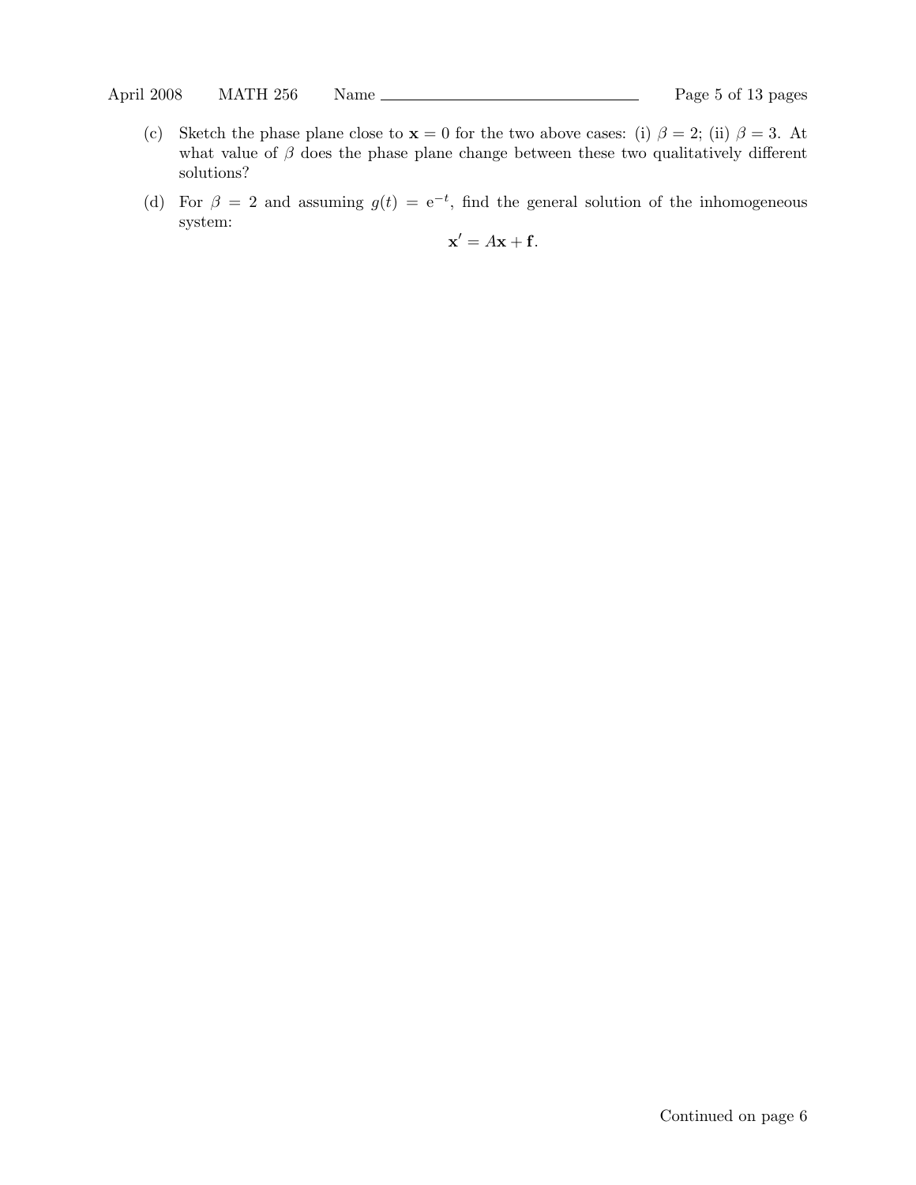(c) Sketch the phase plane close to $\mathbf{x} = 0$ for the two above cases: (i) $\beta = 2$; (ii) $\beta = 3$. At what value of $\beta$ does the phase plane change between these two qualitatively different solutions?

(d) For $\beta = 2$ and assuming $g(t) = \mathrm{e}^{-t}$, find the general solution of the inhomogeneous system:

$$\mathbf{x}' = A\mathbf{x} + \mathbf{f}.$$

Continued on page 6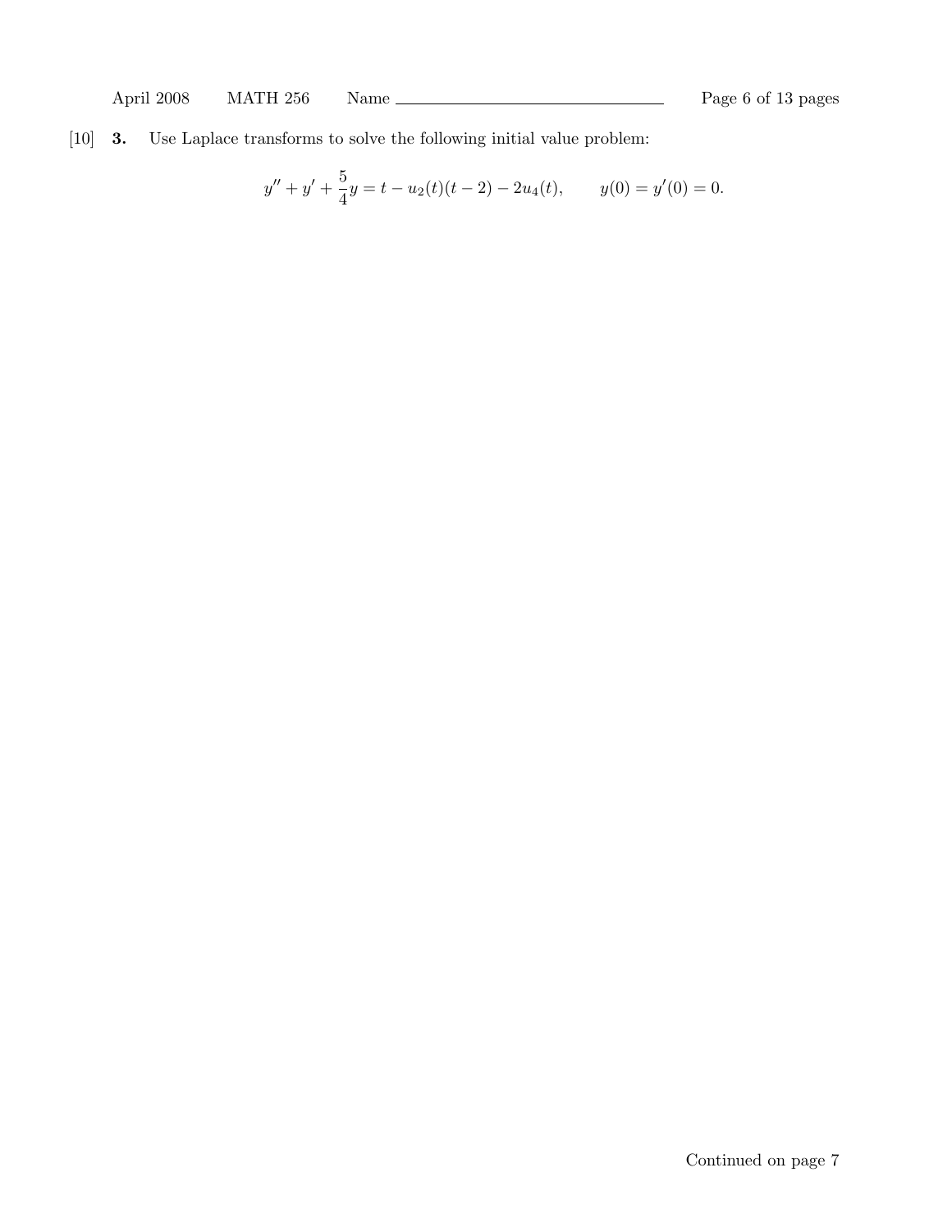[10] **3.** Use Laplace transforms to solve the following initial value problem:

$$y'' + y' + \frac{5}{4}y = t - u_2(t)(t-2) - 2u_4(t), \qquad y(0) = y'(0) = 0.$$

Continued on page 7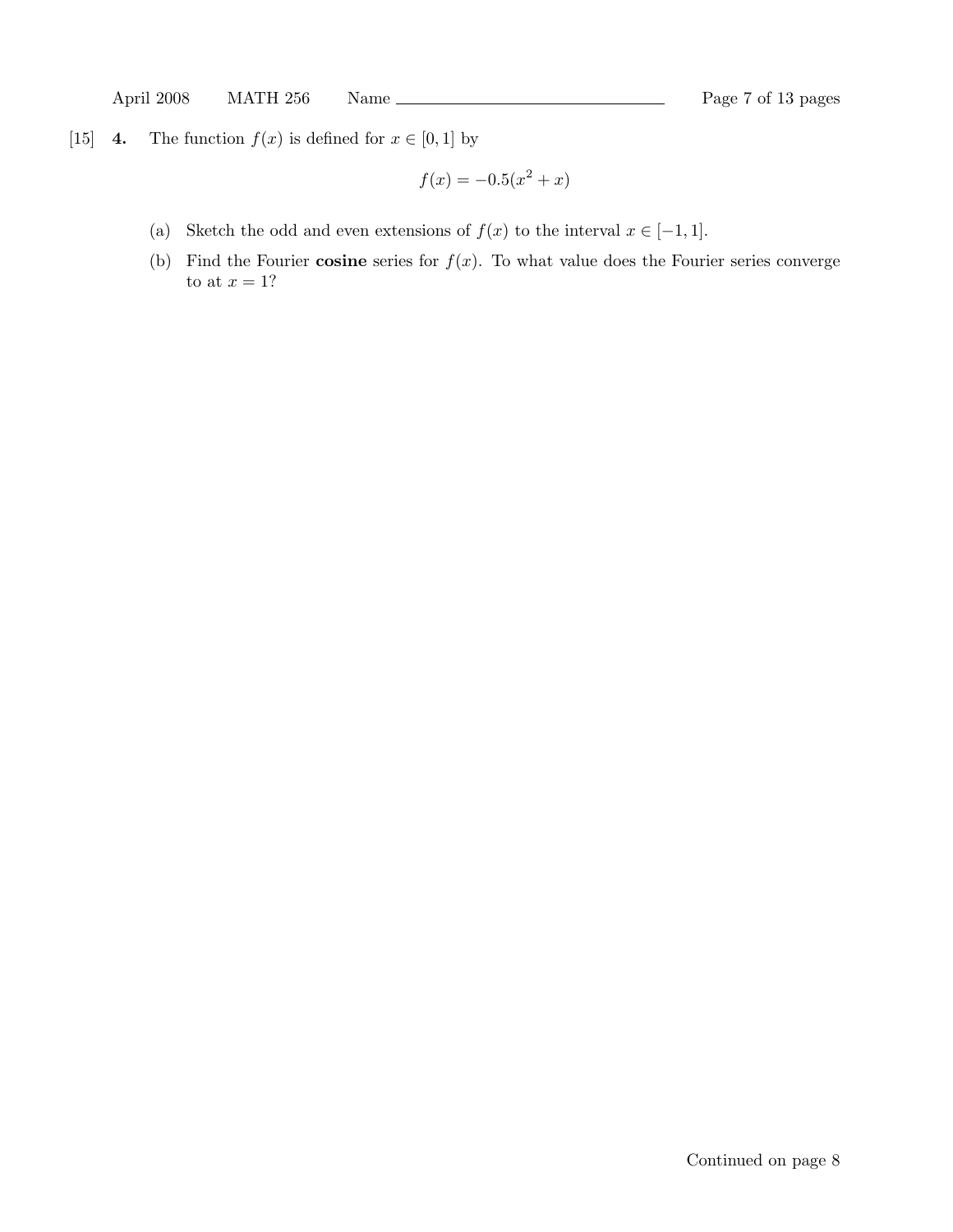[15] **4.** The function $f(x)$ is defined for $x \in [0, 1]$ by

$$f(x) = -0.5(x^2 + x)$$

(a) Sketch the odd and even extensions of $f(x)$ to the interval $x \in [-1, 1]$.

(b) Find the Fourier **cosine** series for $f(x)$. To what value does the Fourier series converge to at $x = 1$?

Continued on page 8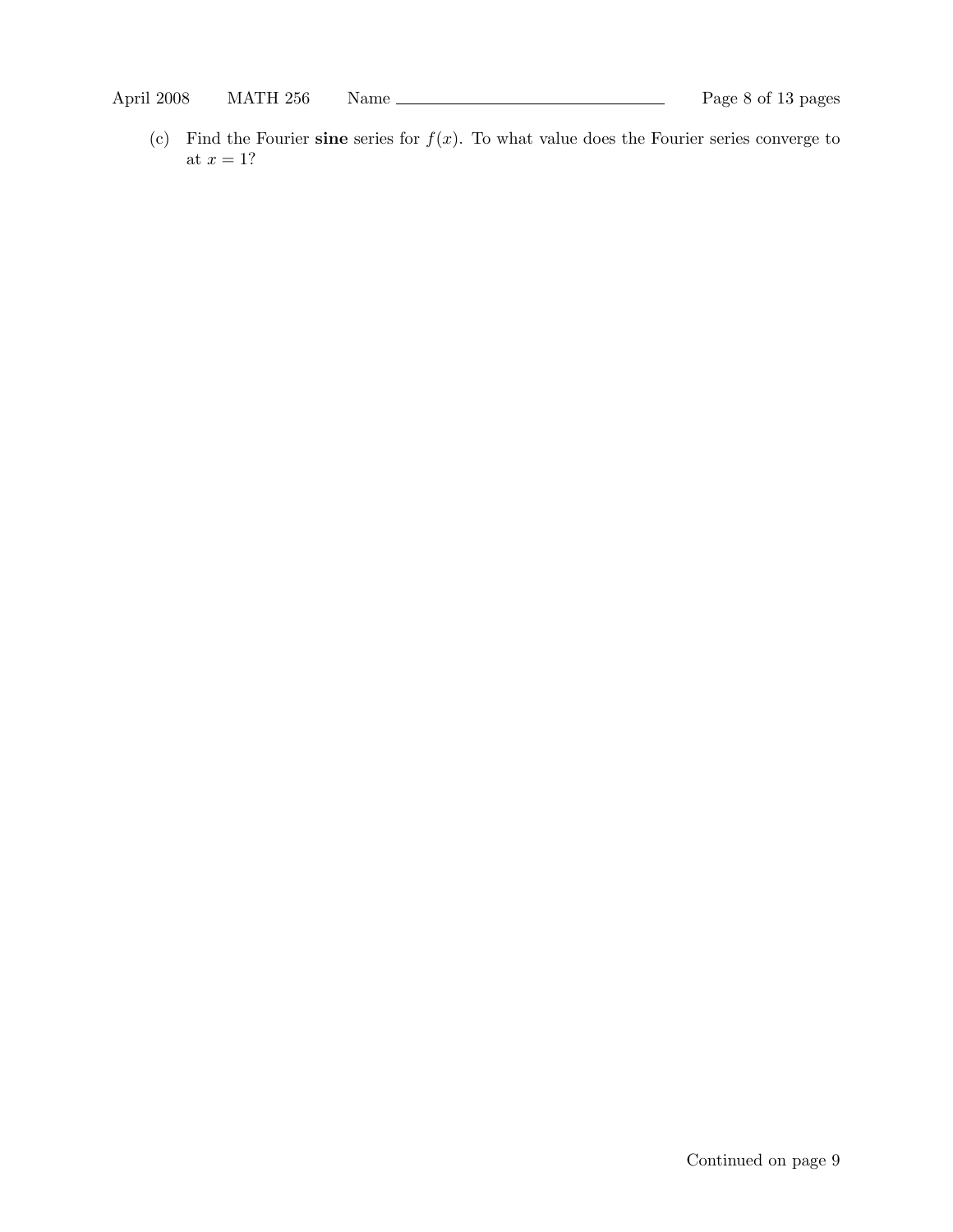(c) Find the Fourier **sine** series for $f(x)$. To what value does the Fourier series converge to at $x = 1$?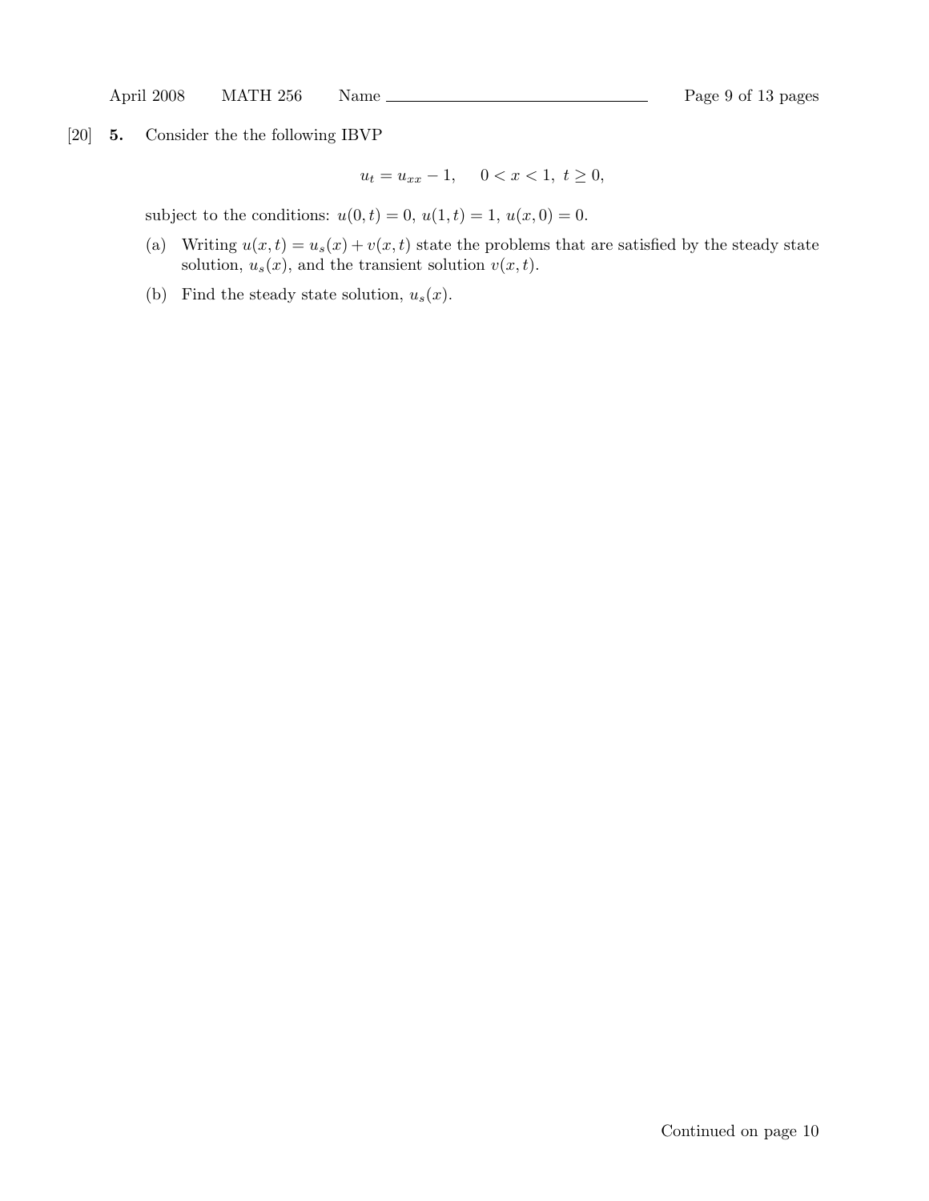[20] **5.** Consider the the following IBVP

$$u_t = u_{xx} - 1, \quad 0 < x < 1, \ t \geq 0,$$

subject to the conditions: $u(0,t) = 0$, $u(1,t) = 1$, $u(x,0) = 0$.

(a) Writing $u(x,t) = u_s(x) + v(x,t)$ state the problems that are satisfied by the steady state solution, $u_s(x)$, and the transient solution $v(x,t)$.

(b) Find the steady state solution, $u_s(x)$.

Continued on page 10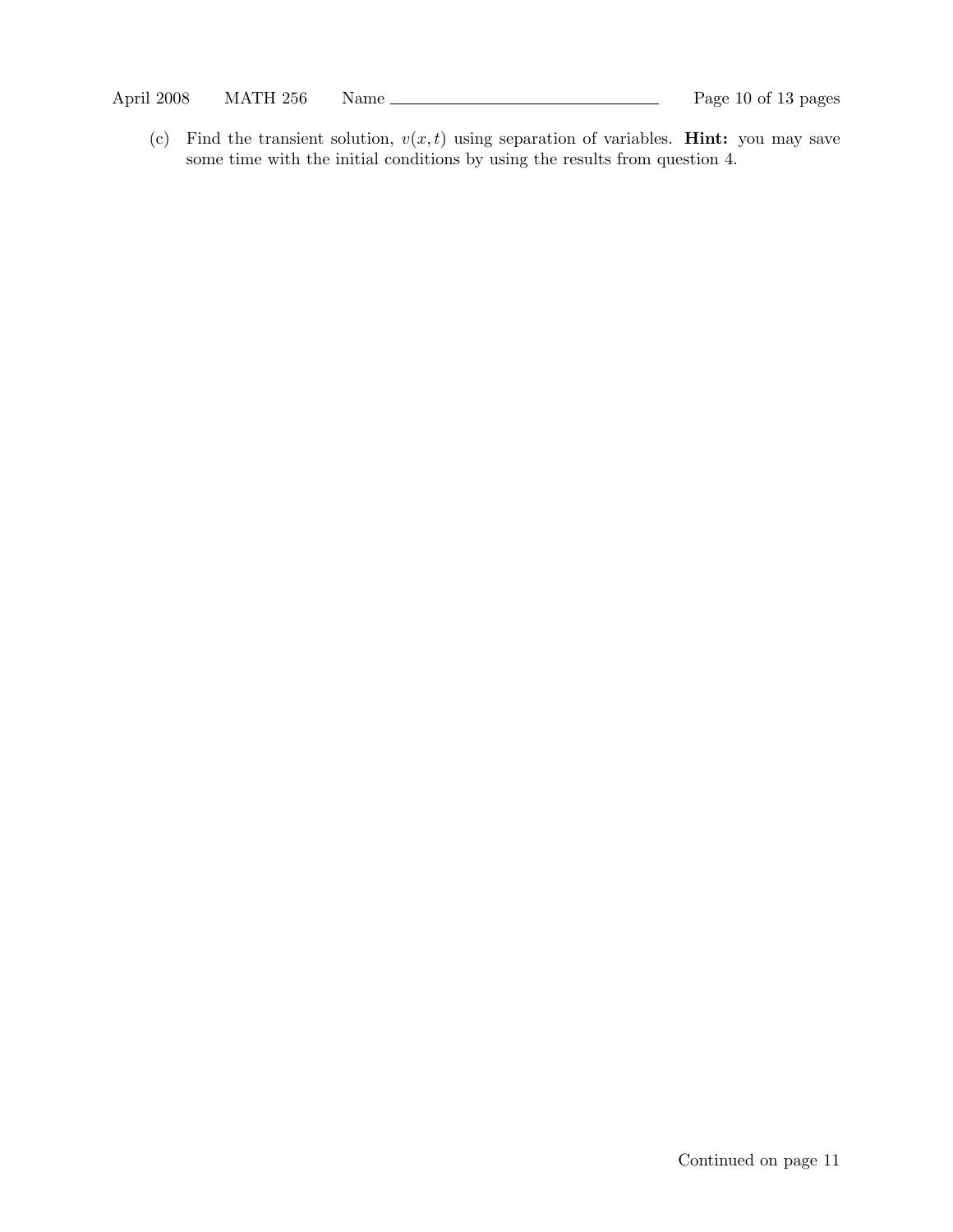(c) Find the transient solution, $v(x,t)$ using separation of variables. **Hint:** you may save some time with the initial conditions by using the results from question 4.

Continued on page 11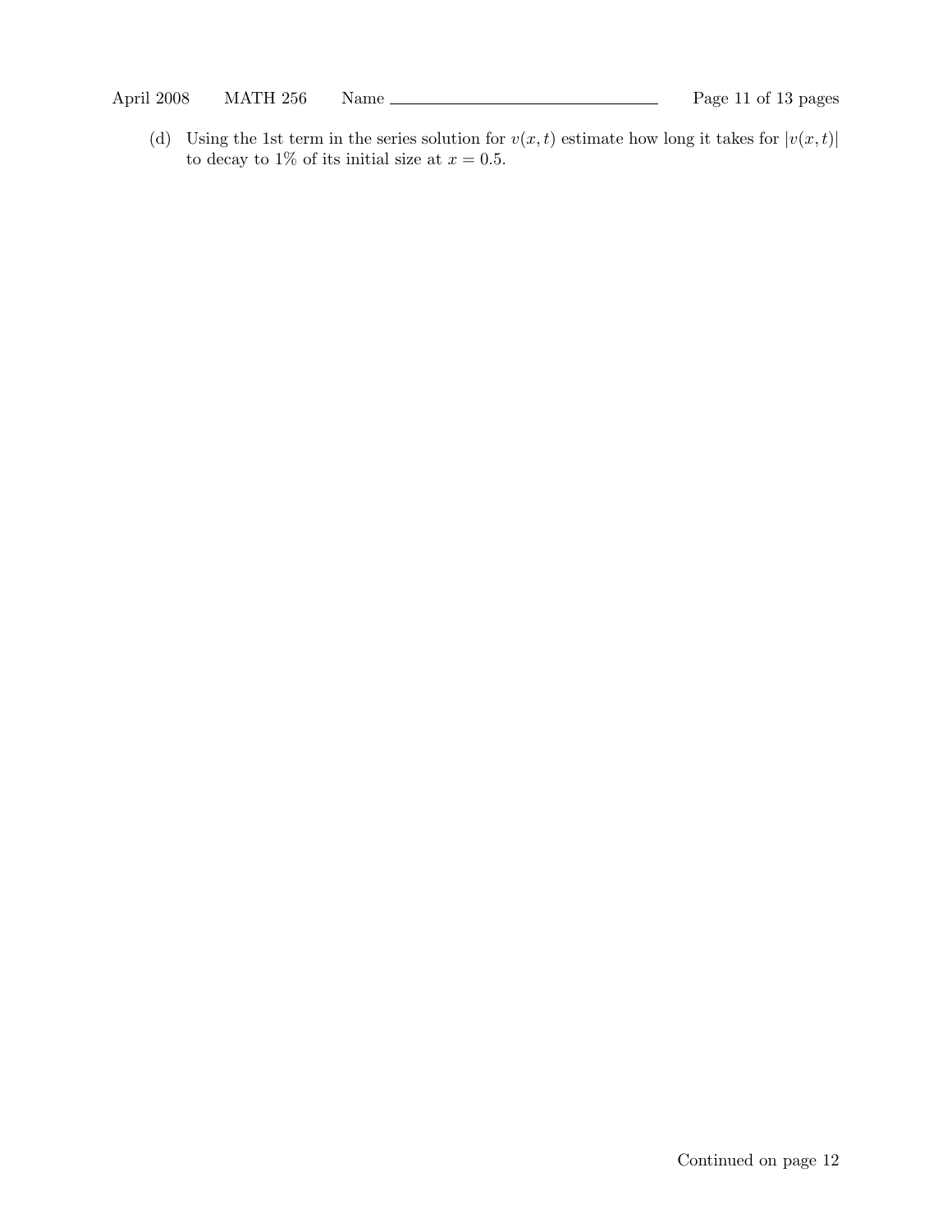(d) Using the 1st term in the series solution for $v(x,t)$ estimate how long it takes for $|v(x,t)|$ to decay to 1% of its initial size at $x = 0.5$.

Continued on page 12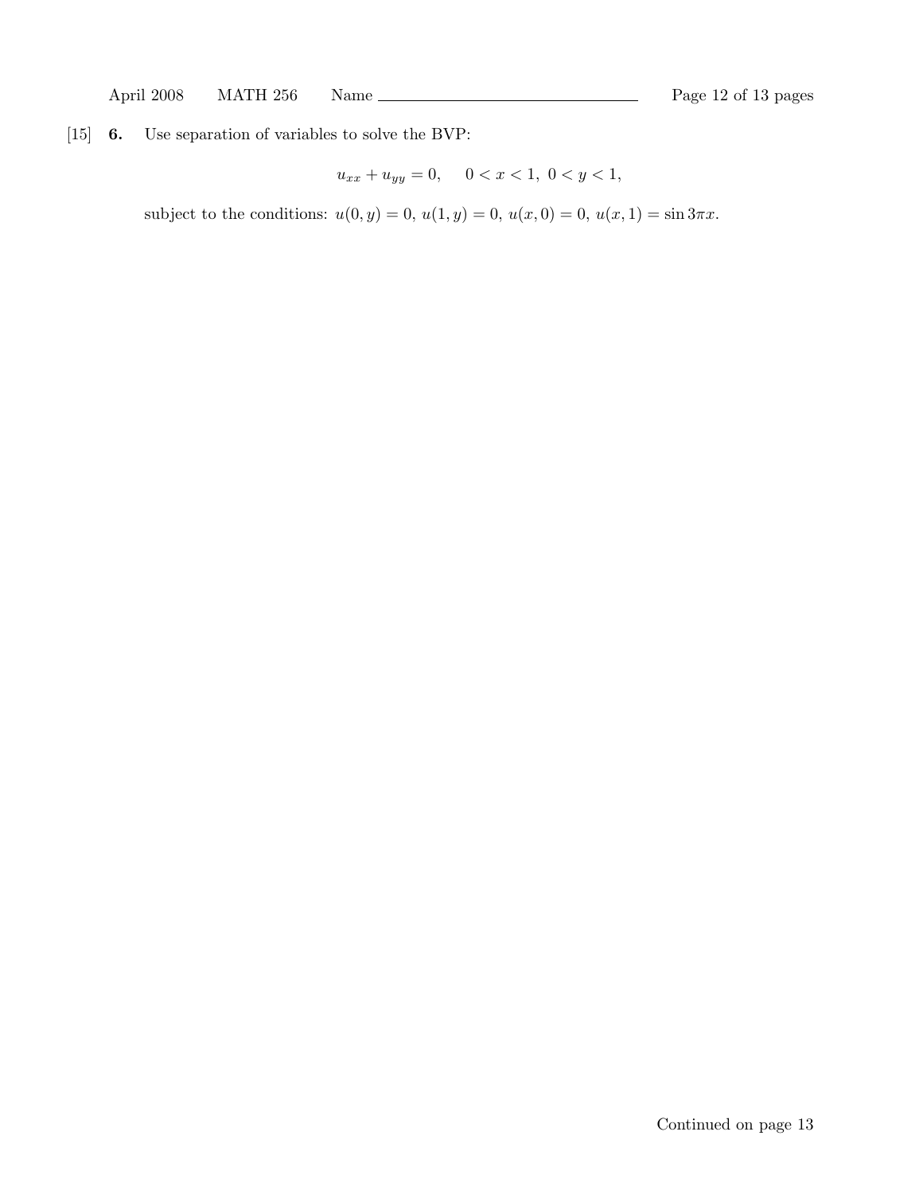[15] **6.** Use separation of variables to solve the BVP:

$$u_{xx} + u_{yy} = 0, \quad 0 < x < 1,\ 0 < y < 1,$$

subject to the conditions: $u(0, y) = 0$, $u(1, y) = 0$, $u(x, 0) = 0$, $u(x, 1) = \sin 3\pi x$.

Continued on page 13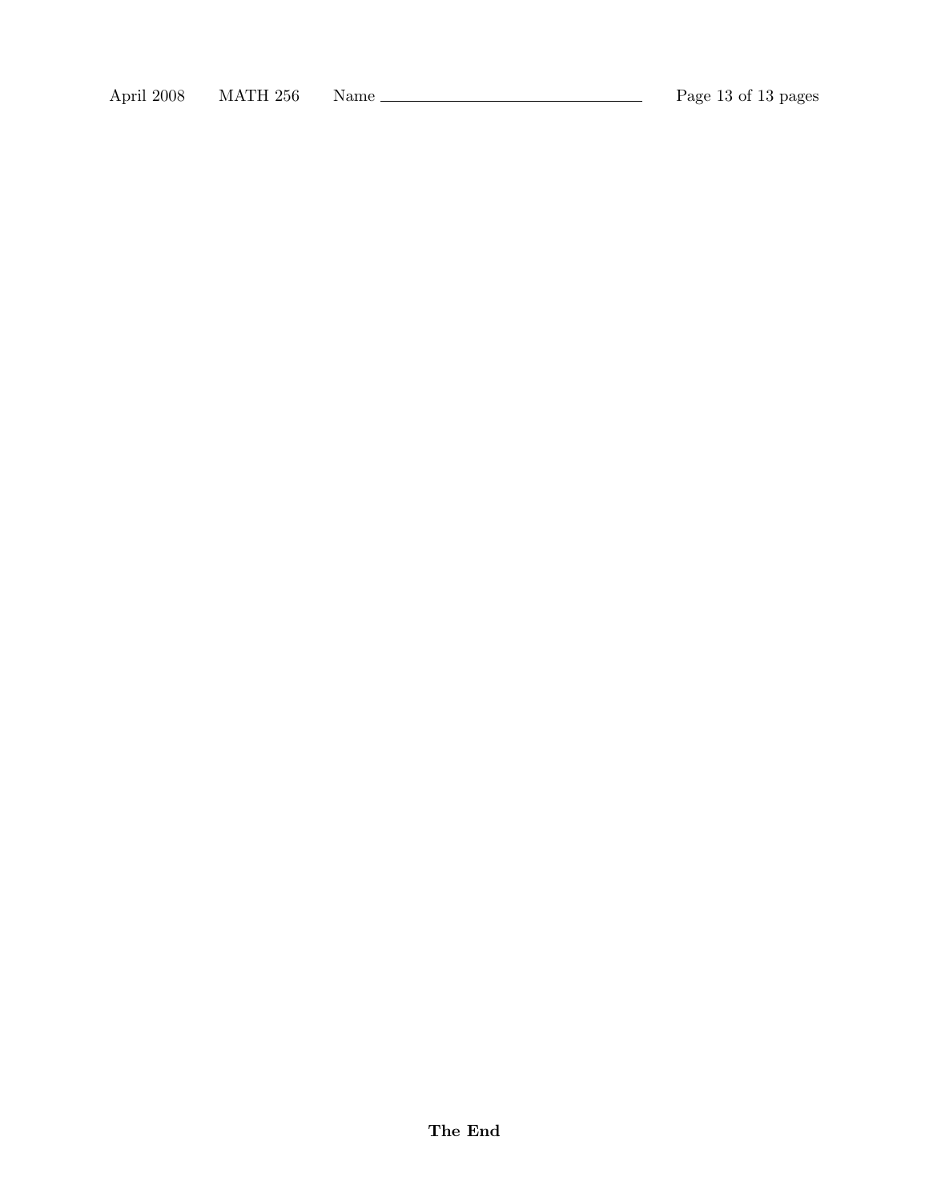**The End**